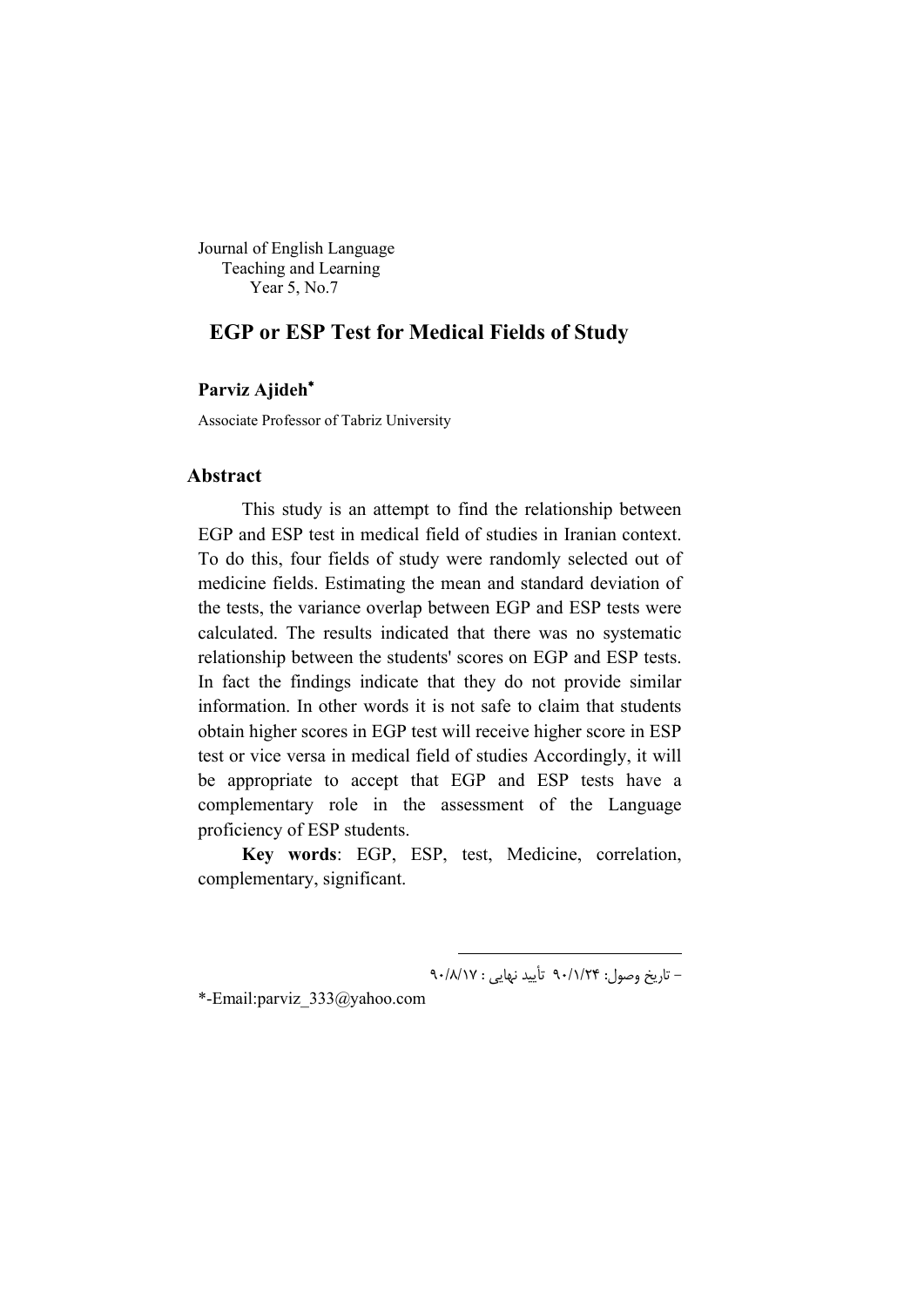Journal of English Language
Teaching and Learning
Year 5, No.7

# EGP or ESP Test for Medical Fields of Study

**Parviz Ajideh***

Associate Professor of Tabriz University

## Abstract

This study is an attempt to find the relationship between EGP and ESP test in medical field of studies in Iranian context. To do this, four fields of study were randomly selected out of medicine fields. Estimating the mean and standard deviation of the tests, the variance overlap between EGP and ESP tests were calculated. The results indicated that there was no systematic relationship between the students' scores on EGP and ESP tests. In fact the findings indicate that they do not provide similar information. In other words it is not safe to claim that students obtain higher scores in EGP test will receive higher score in ESP test or vice versa in medical field of studies Accordingly, it will be appropriate to accept that EGP and ESP tests have a complementary role in the assessment of the Language proficiency of ESP students.

**Key words**: EGP, ESP, test, Medicine, correlation, complementary, significant.

---

– تاریخ وصول: ۹۰/۱/۲۴ تأیید نهایی : ۹۰/۸/۱۷

*-Email:parviz_333@yahoo.com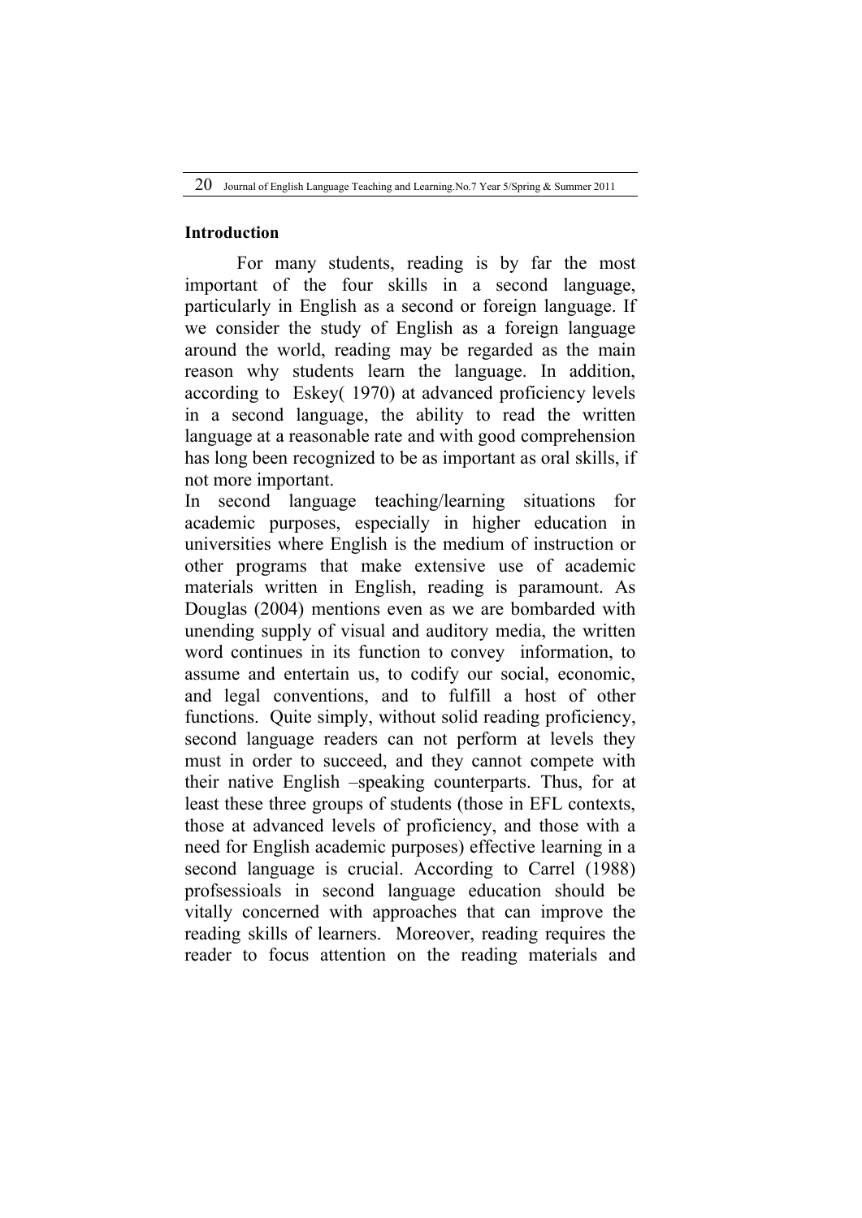### Introduction

For many students, reading is by far the most important of the four skills in a second language, particularly in English as a second or foreign language. If we consider the study of English as a foreign language around the world, reading may be regarded as the main reason why students learn the language. In addition, according to Eskey( 1970) at advanced proficiency levels in a second language, the ability to read the written language at a reasonable rate and with good comprehension has long been recognized to be as important as oral skills, if not more important.

In second language teaching/learning situations for academic purposes, especially in higher education in universities where English is the medium of instruction or other programs that make extensive use of academic materials written in English, reading is paramount. As Douglas (2004) mentions even as we are bombarded with unending supply of visual and auditory media, the written word continues in its function to convey information, to assume and entertain us, to codify our social, economic, and legal conventions, and to fulfill a host of other functions. Quite simply, without solid reading proficiency, second language readers can not perform at levels they must in order to succeed, and they cannot compete with their native English –speaking counterparts. Thus, for at least these three groups of students (those in EFL contexts, those at advanced levels of proficiency, and those with a need for English academic purposes) effective learning in a second language is crucial. According to Carrel (1988) profsessioals in second language education should be vitally concerned with approaches that can improve the reading skills of learners. Moreover, reading requires the reader to focus attention on the reading materials and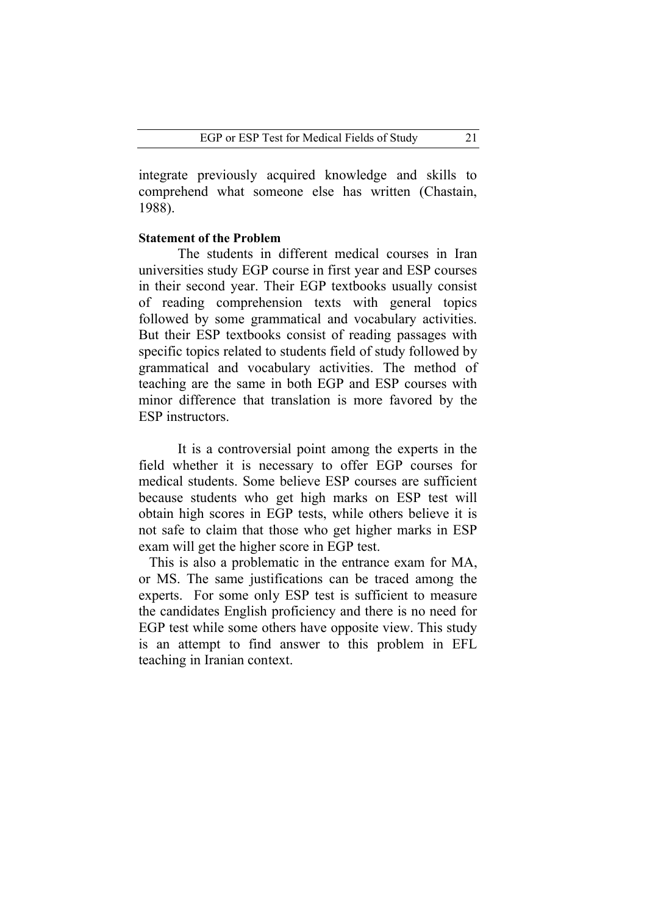integrate previously acquired knowledge and skills to comprehend what someone else has written (Chastain, 1988).

**Statement of the Problem**

The students in different medical courses in Iran universities study EGP course in first year and ESP courses in their second year. Their EGP textbooks usually consist of reading comprehension texts with general topics followed by some grammatical and vocabulary activities. But their ESP textbooks consist of reading passages with specific topics related to students field of study followed by grammatical and vocabulary activities. The method of teaching are the same in both EGP and ESP courses with minor difference that translation is more favored by the ESP instructors.

It is a controversial point among the experts in the field whether it is necessary to offer EGP courses for medical students. Some believe ESP courses are sufficient because students who get high marks on ESP test will obtain high scores in EGP tests, while others believe it is not safe to claim that those who get higher marks in ESP exam will get the higher score in EGP test.

This is also a problematic in the entrance exam for MA, or MS. The same justifications can be traced among the experts. For some only ESP test is sufficient to measure the candidates English proficiency and there is no need for EGP test while some others have opposite view. This study is an attempt to find answer to this problem in EFL teaching in Iranian context.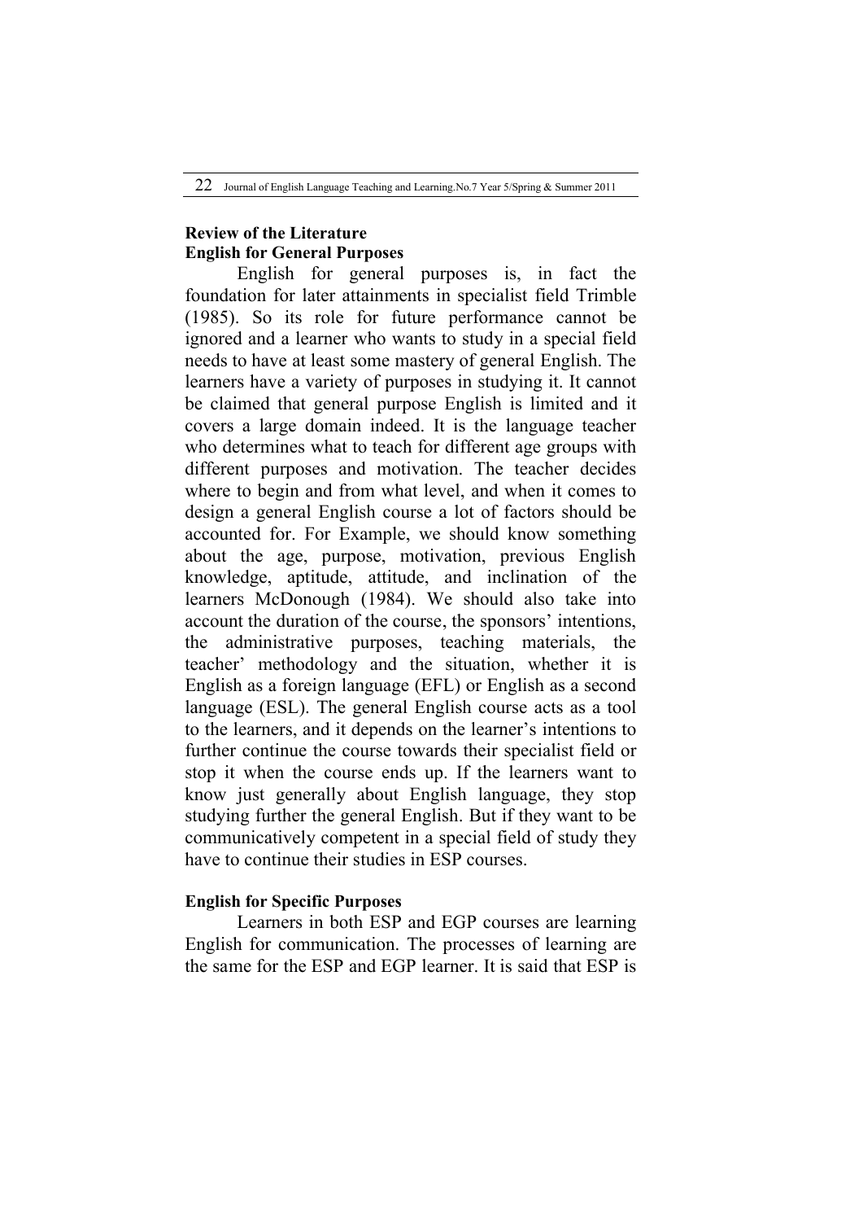## Review of the Literature

### English for General Purposes

English for general purposes is, in fact the foundation for later attainments in specialist field Trimble (1985). So its role for future performance cannot be ignored and a learner who wants to study in a special field needs to have at least some mastery of general English. The learners have a variety of purposes in studying it. It cannot be claimed that general purpose English is limited and it covers a large domain indeed. It is the language teacher who determines what to teach for different age groups with different purposes and motivation. The teacher decides where to begin and from what level, and when it comes to design a general English course a lot of factors should be accounted for. For Example, we should know something about the age, purpose, motivation, previous English knowledge, aptitude, attitude, and inclination of the learners McDonough (1984). We should also take into account the duration of the course, the sponsors' intentions, the administrative purposes, teaching materials, the teacher' methodology and the situation, whether it is English as a foreign language (EFL) or English as a second language (ESL). The general English course acts as a tool to the learners, and it depends on the learner's intentions to further continue the course towards their specialist field or stop it when the course ends up. If the learners want to know just generally about English language, they stop studying further the general English. But if they want to be communicatively competent in a special field of study they have to continue their studies in ESP courses.

### English for Specific Purposes

Learners in both ESP and EGP courses are learning English for communication. The processes of learning are the same for the ESP and EGP learner. It is said that ESP is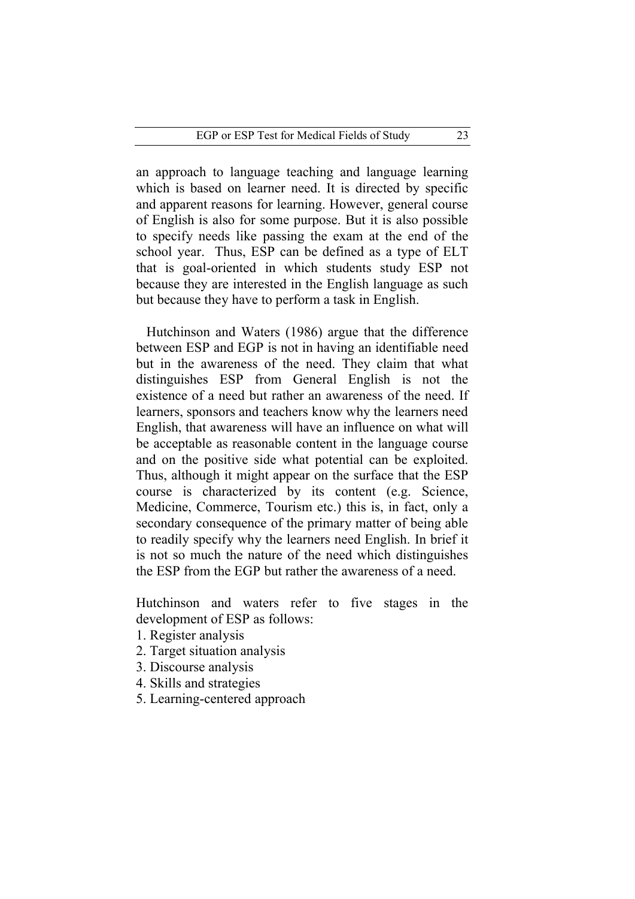an approach to language teaching and language learning which is based on learner need. It is directed by specific and apparent reasons for learning. However, general course of English is also for some purpose. But it is also possible to specify needs like passing the exam at the end of the school year. Thus, ESP can be defined as a type of ELT that is goal-oriented in which students study ESP not because they are interested in the English language as such but because they have to perform a task in English.

Hutchinson and Waters (1986) argue that the difference between ESP and EGP is not in having an identifiable need but in the awareness of the need. They claim that what distinguishes ESP from General English is not the existence of a need but rather an awareness of the need. If learners, sponsors and teachers know why the learners need English, that awareness will have an influence on what will be acceptable as reasonable content in the language course and on the positive side what potential can be exploited. Thus, although it might appear on the surface that the ESP course is characterized by its content (e.g. Science, Medicine, Commerce, Tourism etc.) this is, in fact, only a secondary consequence of the primary matter of being able to readily specify why the learners need English. In brief it is not so much the nature of the need which distinguishes the ESP from the EGP but rather the awareness of a need.

Hutchinson and waters refer to five stages in the development of ESP as follows:

1. Register analysis
2. Target situation analysis
3. Discourse analysis
4. Skills and strategies
5. Learning-centered approach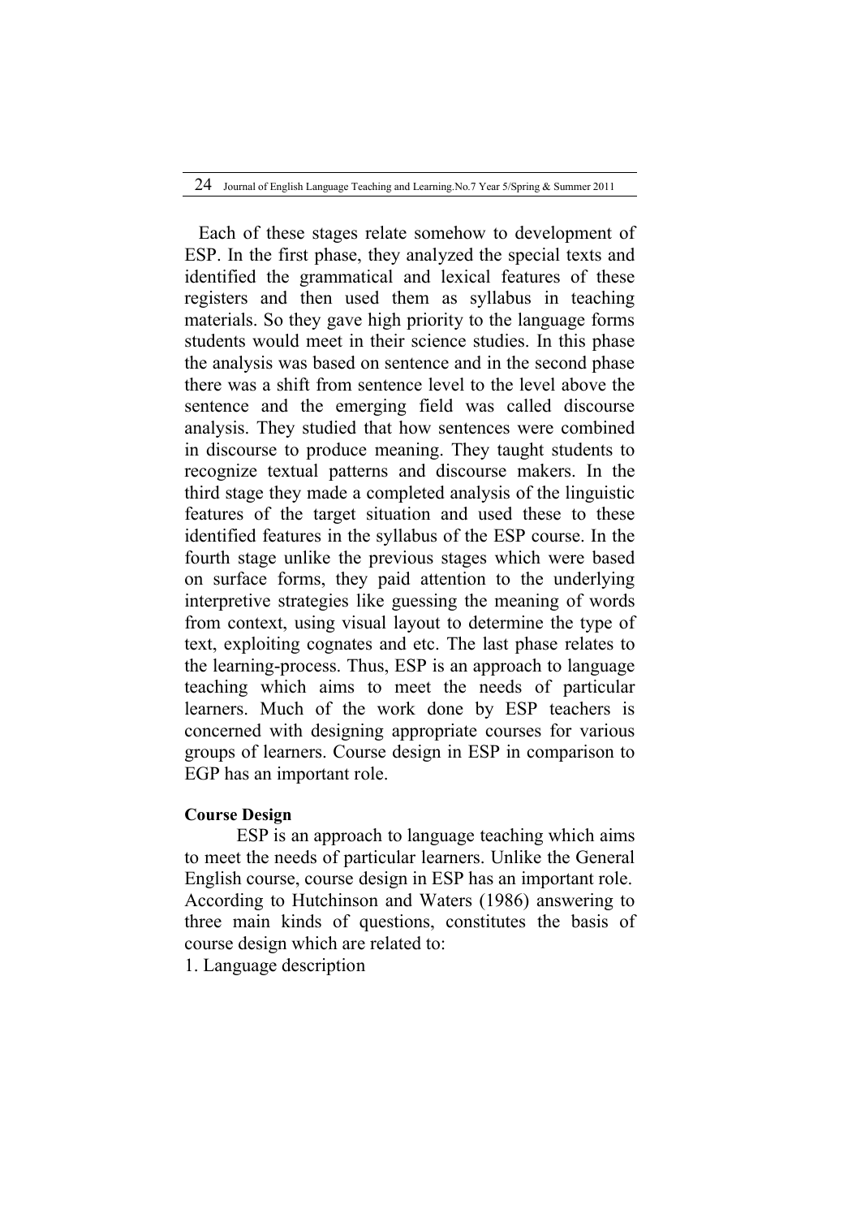Each of these stages relate somehow to development of ESP. In the first phase, they analyzed the special texts and identified the grammatical and lexical features of these registers and then used them as syllabus in teaching materials. So they gave high priority to the language forms students would meet in their science studies. In this phase the analysis was based on sentence and in the second phase there was a shift from sentence level to the level above the sentence and the emerging field was called discourse analysis. They studied that how sentences were combined in discourse to produce meaning. They taught students to recognize textual patterns and discourse makers. In the third stage they made a completed analysis of the linguistic features of the target situation and used these to these identified features in the syllabus of the ESP course. In the fourth stage unlike the previous stages which were based on surface forms, they paid attention to the underlying interpretive strategies like guessing the meaning of words from context, using visual layout to determine the type of text, exploiting cognates and etc. The last phase relates to the learning-process. Thus, ESP is an approach to language teaching which aims to meet the needs of particular learners. Much of the work done by ESP teachers is concerned with designing appropriate courses for various groups of learners. Course design in ESP in comparison to EGP has an important role.

**Course Design**

ESP is an approach to language teaching which aims to meet the needs of particular learners. Unlike the General English course, course design in ESP has an important role. According to Hutchinson and Waters (1986) answering to three main kinds of questions, constitutes the basis of course design which are related to:

1. Language description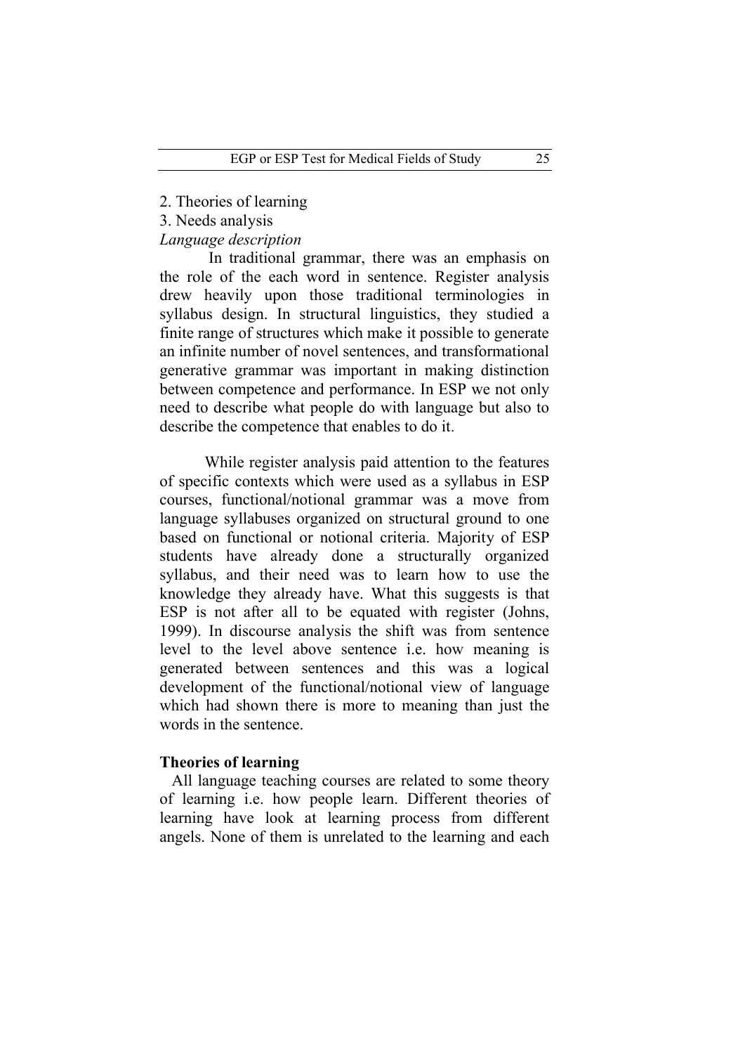2. Theories of learning
3. Needs analysis

*Language description*

In traditional grammar, there was an emphasis on the role of the each word in sentence. Register analysis drew heavily upon those traditional terminologies in syllabus design. In structural linguistics, they studied a finite range of structures which make it possible to generate an infinite number of novel sentences, and transformational generative grammar was important in making distinction between competence and performance. In ESP we not only need to describe what people do with language but also to describe the competence that enables to do it.

While register analysis paid attention to the features of specific contexts which were used as a syllabus in ESP courses, functional/notional grammar was a move from language syllabuses organized on structural ground to one based on functional or notional criteria. Majority of ESP students have already done a structurally organized syllabus, and their need was to learn how to use the knowledge they already have. What this suggests is that ESP is not after all to be equated with register (Johns, 1999). In discourse analysis the shift was from sentence level to the level above sentence i.e. how meaning is generated between sentences and this was a logical development of the functional/notional view of language which had shown there is more to meaning than just the words in the sentence.

**Theories of learning**

All language teaching courses are related to some theory of learning i.e. how people learn. Different theories of learning have look at learning process from different angels. None of them is unrelated to the learning and each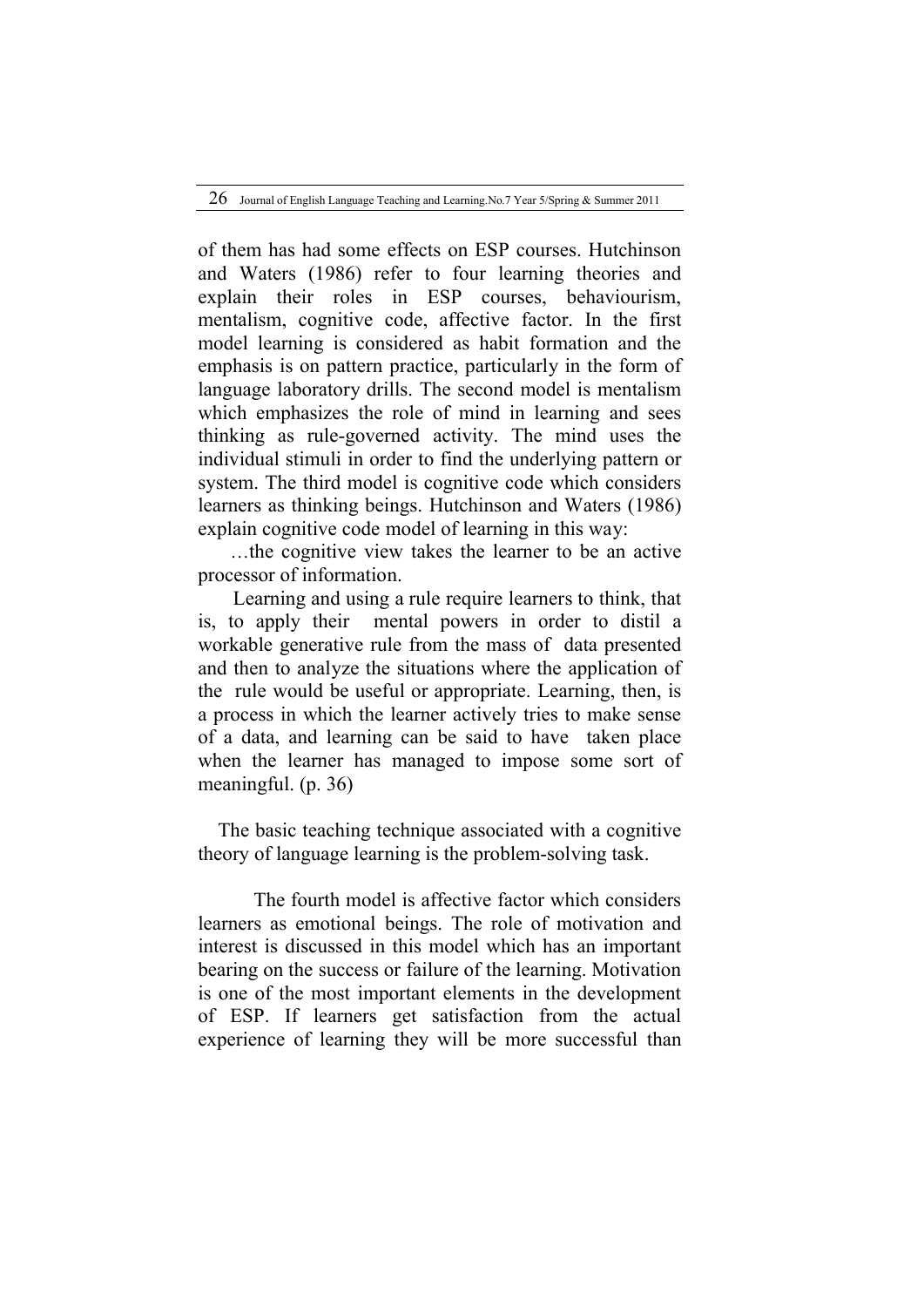of them has had some effects on ESP courses. Hutchinson and Waters (1986) refer to four learning theories and explain their roles in ESP courses, behaviourism, mentalism, cognitive code, affective factor. In the first model learning is considered as habit formation and the emphasis is on pattern practice, particularly in the form of language laboratory drills. The second model is mentalism which emphasizes the role of mind in learning and sees thinking as rule-governed activity. The mind uses the individual stimuli in order to find the underlying pattern or system. The third model is cognitive code which considers learners as thinking beings. Hutchinson and Waters (1986) explain cognitive code model of learning in this way:

> …the cognitive view takes the learner to be an active processor of information.
>
> Learning and using a rule require learners to think, that is, to apply their mental powers in order to distil a workable generative rule from the mass of data presented and then to analyze the situations where the application of the rule would be useful or appropriate. Learning, then, is a process in which the learner actively tries to make sense of a data, and learning can be said to have taken place when the learner has managed to impose some sort of meaningful. (p. 36)

The basic teaching technique associated with a cognitive theory of language learning is the problem-solving task.

The fourth model is affective factor which considers learners as emotional beings. The role of motivation and interest is discussed in this model which has an important bearing on the success or failure of the learning. Motivation is one of the most important elements in the development of ESP. If learners get satisfaction from the actual experience of learning they will be more successful than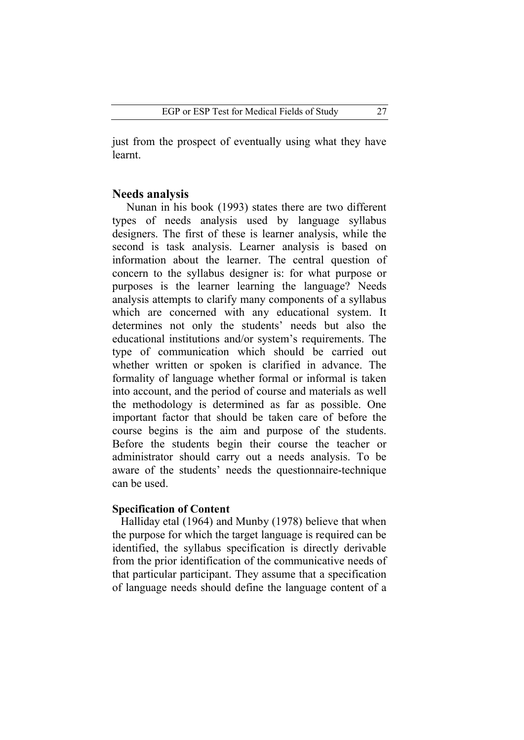just from the prospect of eventually using what they have learnt.

## Needs analysis

Nunan in his book (1993) states there are two different types of needs analysis used by language syllabus designers. The first of these is learner analysis, while the second is task analysis. Learner analysis is based on information about the learner. The central question of concern to the syllabus designer is: for what purpose or purposes is the learner learning the language? Needs analysis attempts to clarify many components of a syllabus which are concerned with any educational system. It determines not only the students' needs but also the educational institutions and/or system's requirements. The type of communication which should be carried out whether written or spoken is clarified in advance. The formality of language whether formal or informal is taken into account, and the period of course and materials as well the methodology is determined as far as possible. One important factor that should be taken care of before the course begins is the aim and purpose of the students. Before the students begin their course the teacher or administrator should carry out a needs analysis. To be aware of the students' needs the questionnaire-technique can be used.

### Specification of Content

Halliday etal (1964) and Munby (1978) believe that when the purpose for which the target language is required can be identified, the syllabus specification is directly derivable from the prior identification of the communicative needs of that particular participant. They assume that a specification of language needs should define the language content of a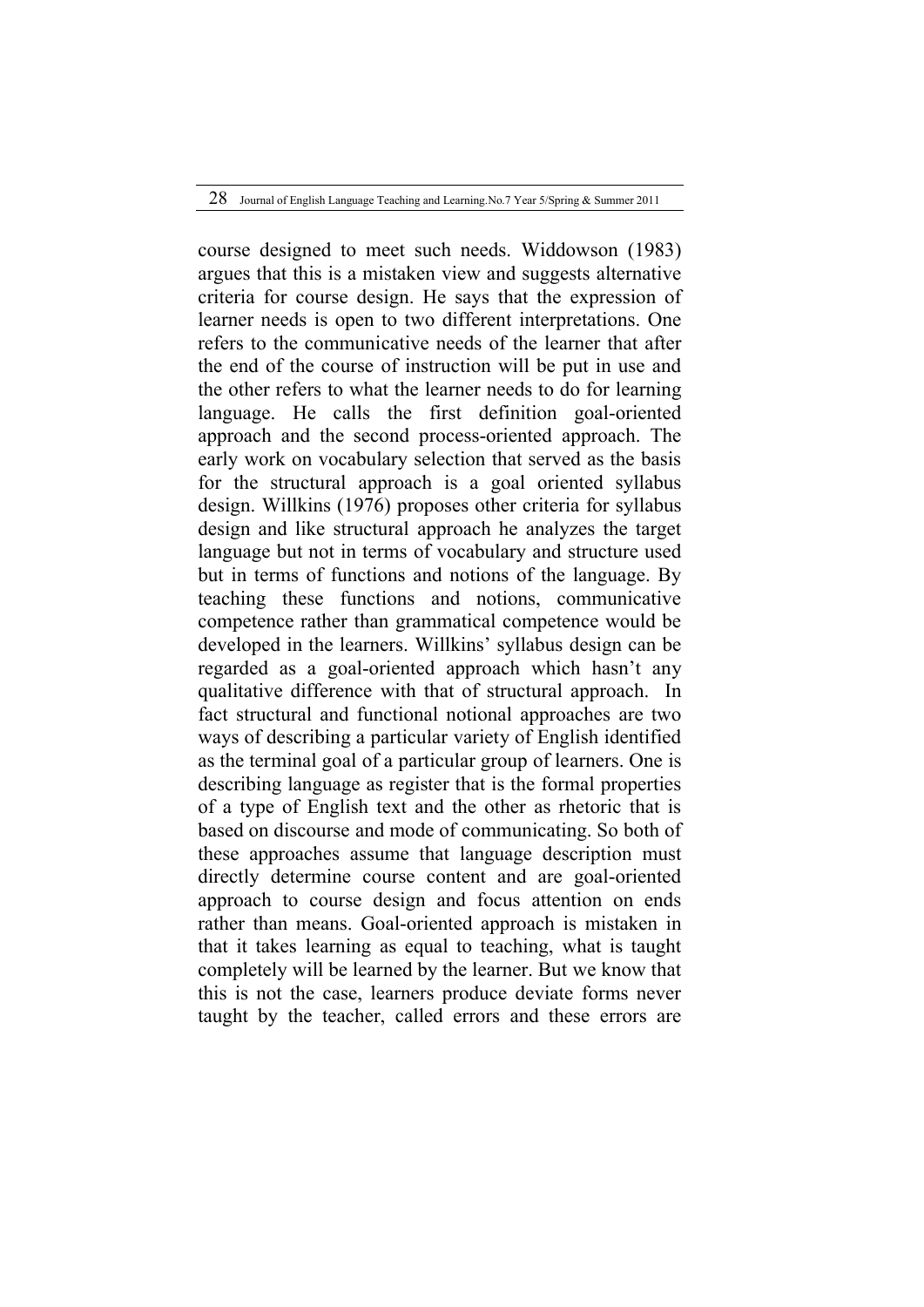course designed to meet such needs. Widdowson (1983) argues that this is a mistaken view and suggests alternative criteria for course design. He says that the expression of learner needs is open to two different interpretations. One refers to the communicative needs of the learner that after the end of the course of instruction will be put in use and the other refers to what the learner needs to do for learning language. He calls the first definition goal-oriented approach and the second process-oriented approach. The early work on vocabulary selection that served as the basis for the structural approach is a goal oriented syllabus design. Willkins (1976) proposes other criteria for syllabus design and like structural approach he analyzes the target language but not in terms of vocabulary and structure used but in terms of functions and notions of the language. By teaching these functions and notions, communicative competence rather than grammatical competence would be developed in the learners. Willkins' syllabus design can be regarded as a goal-oriented approach which hasn't any qualitative difference with that of structural approach. In fact structural and functional notional approaches are two ways of describing a particular variety of English identified as the terminal goal of a particular group of learners. One is describing language as register that is the formal properties of a type of English text and the other as rhetoric that is based on discourse and mode of communicating. So both of these approaches assume that language description must directly determine course content and are goal-oriented approach to course design and focus attention on ends rather than means. Goal-oriented approach is mistaken in that it takes learning as equal to teaching, what is taught completely will be learned by the learner. But we know that this is not the case, learners produce deviate forms never taught by the teacher, called errors and these errors are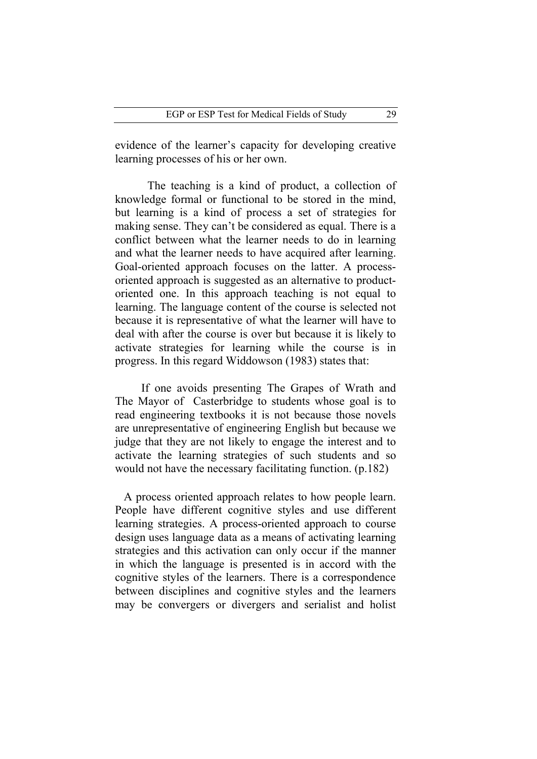evidence of the learner's capacity for developing creative learning processes of his or her own.

The teaching is a kind of product, a collection of knowledge formal or functional to be stored in the mind, but learning is a kind of process a set of strategies for making sense. They can't be considered as equal. There is a conflict between what the learner needs to do in learning and what the learner needs to have acquired after learning. Goal-oriented approach focuses on the latter. A process-oriented approach is suggested as an alternative to product-oriented one. In this approach teaching is not equal to learning. The language content of the course is selected not because it is representative of what the learner will have to deal with after the course is over but because it is likely to activate strategies for learning while the course is in progress. In this regard Widdowson (1983) states that:

> If one avoids presenting The Grapes of Wrath and The Mayor of Casterbridge to students whose goal is to read engineering textbooks it is not because those novels are unrepresentative of engineering English but because we judge that they are not likely to engage the interest and to activate the learning strategies of such students and so would not have the necessary facilitating function. (p.182)

A process oriented approach relates to how people learn. People have different cognitive styles and use different learning strategies. A process-oriented approach to course design uses language data as a means of activating learning strategies and this activation can only occur if the manner in which the language is presented is in accord with the cognitive styles of the learners. There is a correspondence between disciplines and cognitive styles and the learners may be convergers or divergers and serialist and holist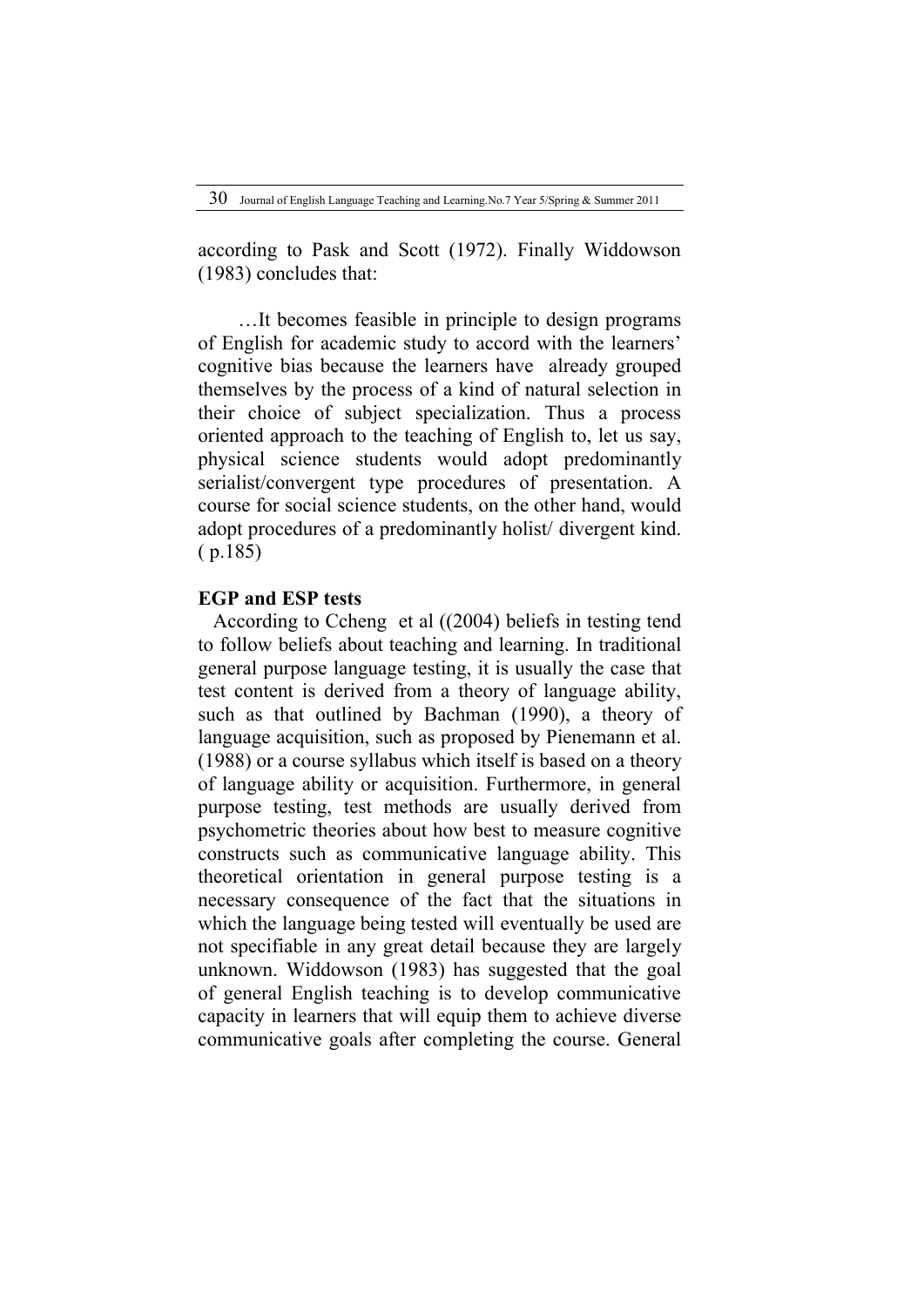according to Pask and Scott (1972). Finally Widdowson (1983) concludes that:

> …It becomes feasible in principle to design programs of English for academic study to accord with the learners' cognitive bias because the learners have already grouped themselves by the process of a kind of natural selection in their choice of subject specialization. Thus a process oriented approach to the teaching of English to, let us say, physical science students would adopt predominantly serialist/convergent type procedures of presentation. A course for social science students, on the other hand, would adopt procedures of a predominantly holist/ divergent kind. ( p.185)

**EGP and ESP tests**

According to Ccheng et al ((2004) beliefs in testing tend to follow beliefs about teaching and learning. In traditional general purpose language testing, it is usually the case that test content is derived from a theory of language ability, such as that outlined by Bachman (1990), a theory of language acquisition, such as proposed by Pienemann et al. (1988) or a course syllabus which itself is based on a theory of language ability or acquisition. Furthermore, in general purpose testing, test methods are usually derived from psychometric theories about how best to measure cognitive constructs such as communicative language ability. This theoretical orientation in general purpose testing is a necessary consequence of the fact that the situations in which the language being tested will eventually be used are not specifiable in any great detail because they are largely unknown. Widdowson (1983) has suggested that the goal of general English teaching is to develop communicative capacity in learners that will equip them to achieve diverse communicative goals after completing the course. General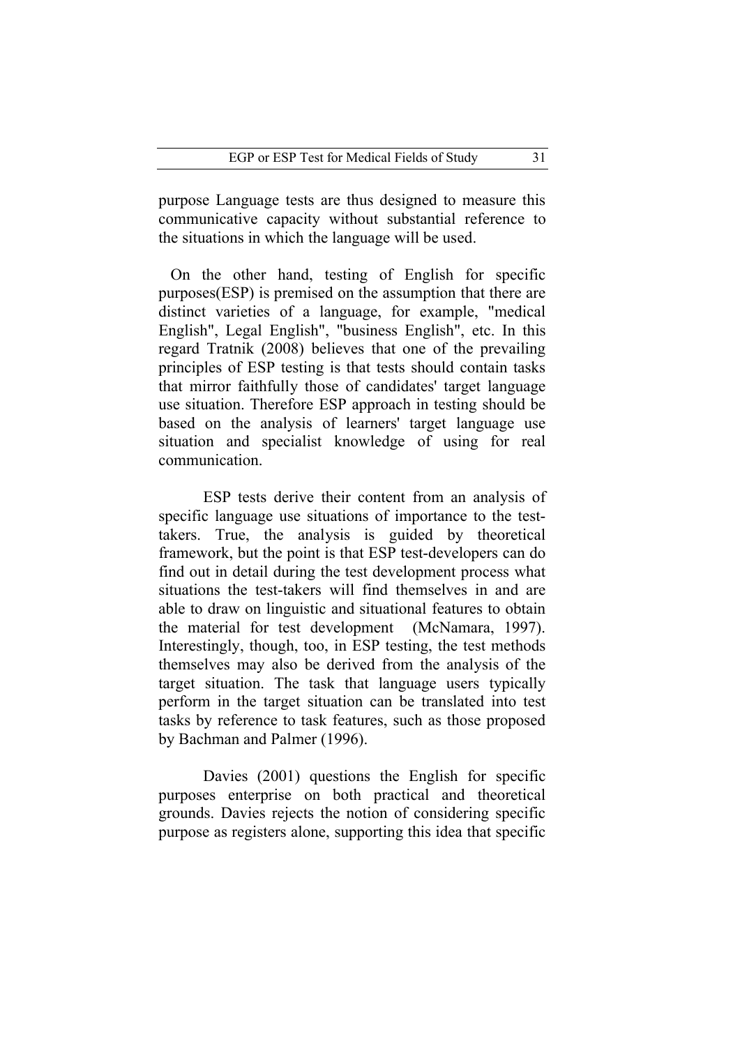purpose Language tests are thus designed to measure this communicative capacity without substantial reference to the situations in which the language will be used.

On the other hand, testing of English for specific purposes(ESP) is premised on the assumption that there are distinct varieties of a language, for example, "medical English", Legal English", "business English", etc. In this regard Tratnik (2008) believes that one of the prevailing principles of ESP testing is that tests should contain tasks that mirror faithfully those of candidates' target language use situation. Therefore ESP approach in testing should be based on the analysis of learners' target language use situation and specialist knowledge of using for real communication.

ESP tests derive their content from an analysis of specific language use situations of importance to the test-takers. True, the analysis is guided by theoretical framework, but the point is that ESP test-developers can do find out in detail during the test development process what situations the test-takers will find themselves in and are able to draw on linguistic and situational features to obtain the material for test development (McNamara, 1997). Interestingly, though, too, in ESP testing, the test methods themselves may also be derived from the analysis of the target situation. The task that language users typically perform in the target situation can be translated into test tasks by reference to task features, such as those proposed by Bachman and Palmer (1996).

Davies (2001) questions the English for specific purposes enterprise on both practical and theoretical grounds. Davies rejects the notion of considering specific purpose as registers alone, supporting this idea that specific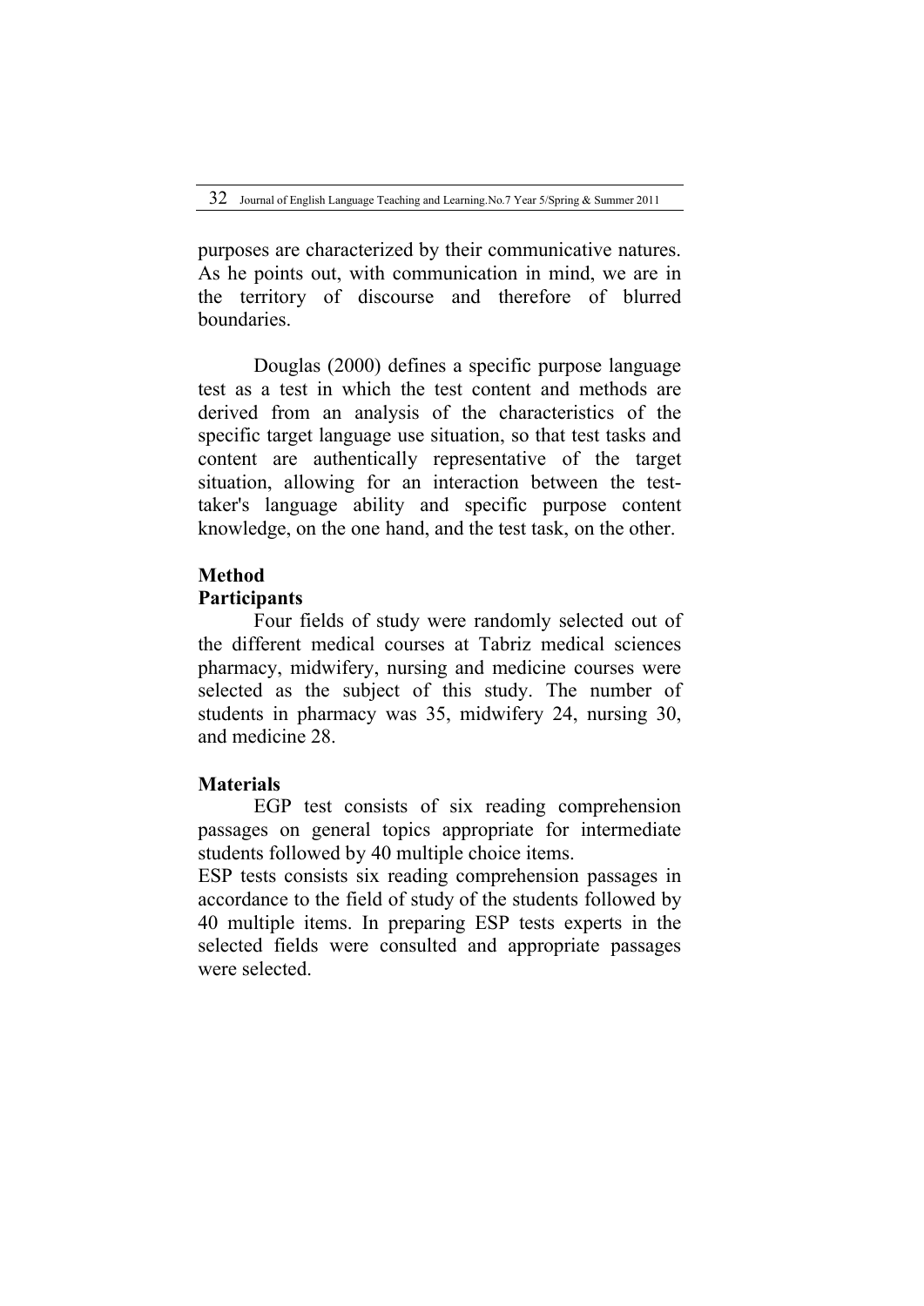purposes are characterized by their communicative natures. As he points out, with communication in mind, we are in the territory of discourse and therefore of blurred boundaries.

Douglas (2000) defines a specific purpose language test as a test in which the test content and methods are derived from an analysis of the characteristics of the specific target language use situation, so that test tasks and content are authentically representative of the target situation, allowing for an interaction between the test-taker's language ability and specific purpose content knowledge, on the one hand, and the test task, on the other.

## Method

### Participants

Four fields of study were randomly selected out of the different medical courses at Tabriz medical sciences pharmacy, midwifery, nursing and medicine courses were selected as the subject of this study. The number of students in pharmacy was 35, midwifery 24, nursing 30, and medicine 28.

### Materials

EGP test consists of six reading comprehension passages on general topics appropriate for intermediate students followed by 40 multiple choice items.

ESP tests consists six reading comprehension passages in accordance to the field of study of the students followed by 40 multiple items. In preparing ESP tests experts in the selected fields were consulted and appropriate passages were selected.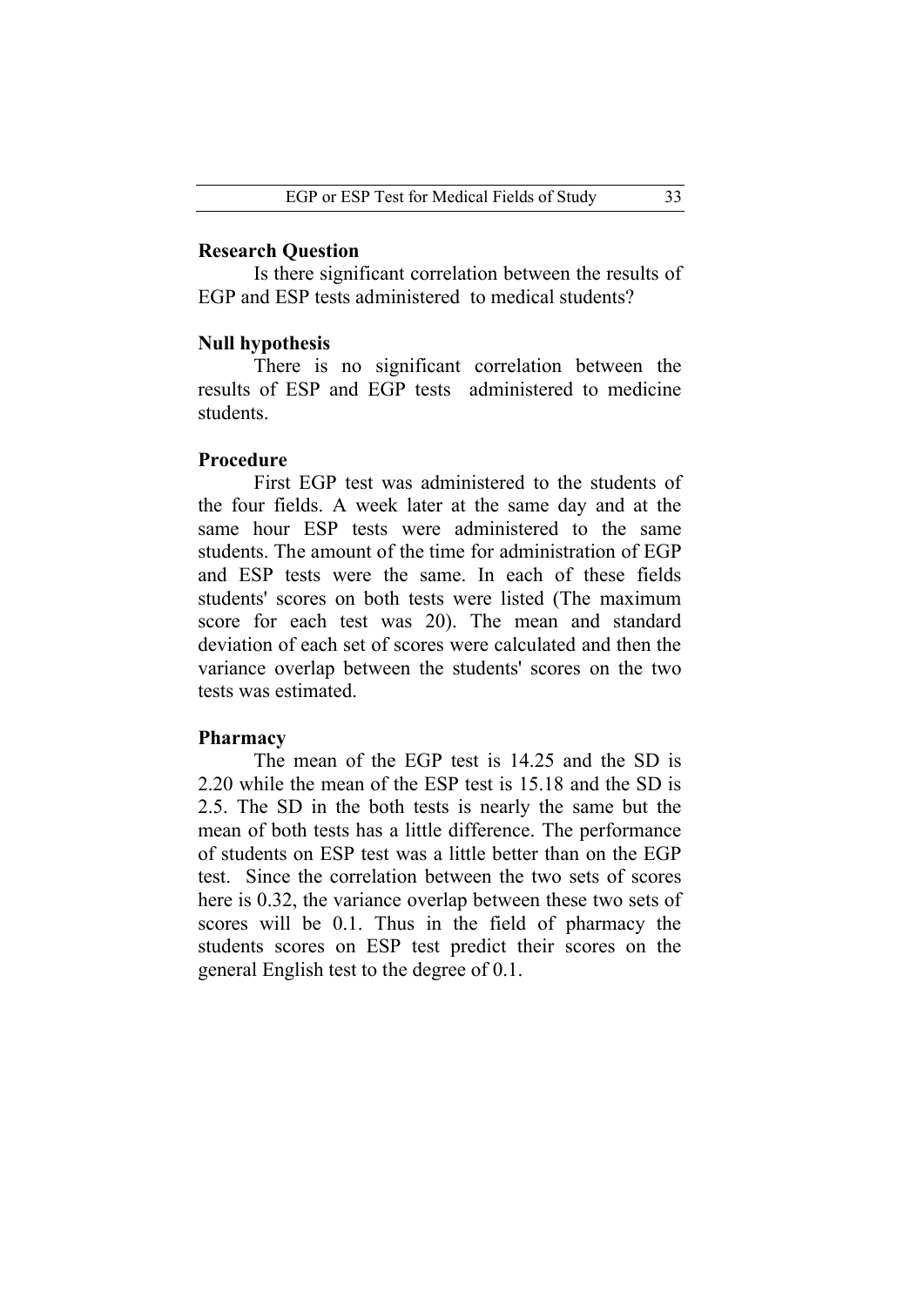### Research Question

Is there significant correlation between the results of EGP and ESP tests administered to medical students?

### Null hypothesis

There is no significant correlation between the results of ESP and EGP tests administered to medicine students.

### Procedure

First EGP test was administered to the students of the four fields. A week later at the same day and at the same hour ESP tests were administered to the same students. The amount of the time for administration of EGP and ESP tests were the same. In each of these fields students' scores on both tests were listed (The maximum score for each test was 20). The mean and standard deviation of each set of scores were calculated and then the variance overlap between the students' scores on the two tests was estimated.

### Pharmacy

The mean of the EGP test is 14.25 and the SD is 2.20 while the mean of the ESP test is 15.18 and the SD is 2.5. The SD in the both tests is nearly the same but the mean of both tests has a little difference. The performance of students on ESP test was a little better than on the EGP test. Since the correlation between the two sets of scores here is 0.32, the variance overlap between these two sets of scores will be 0.1. Thus in the field of pharmacy the students scores on ESP test predict their scores on the general English test to the degree of 0.1.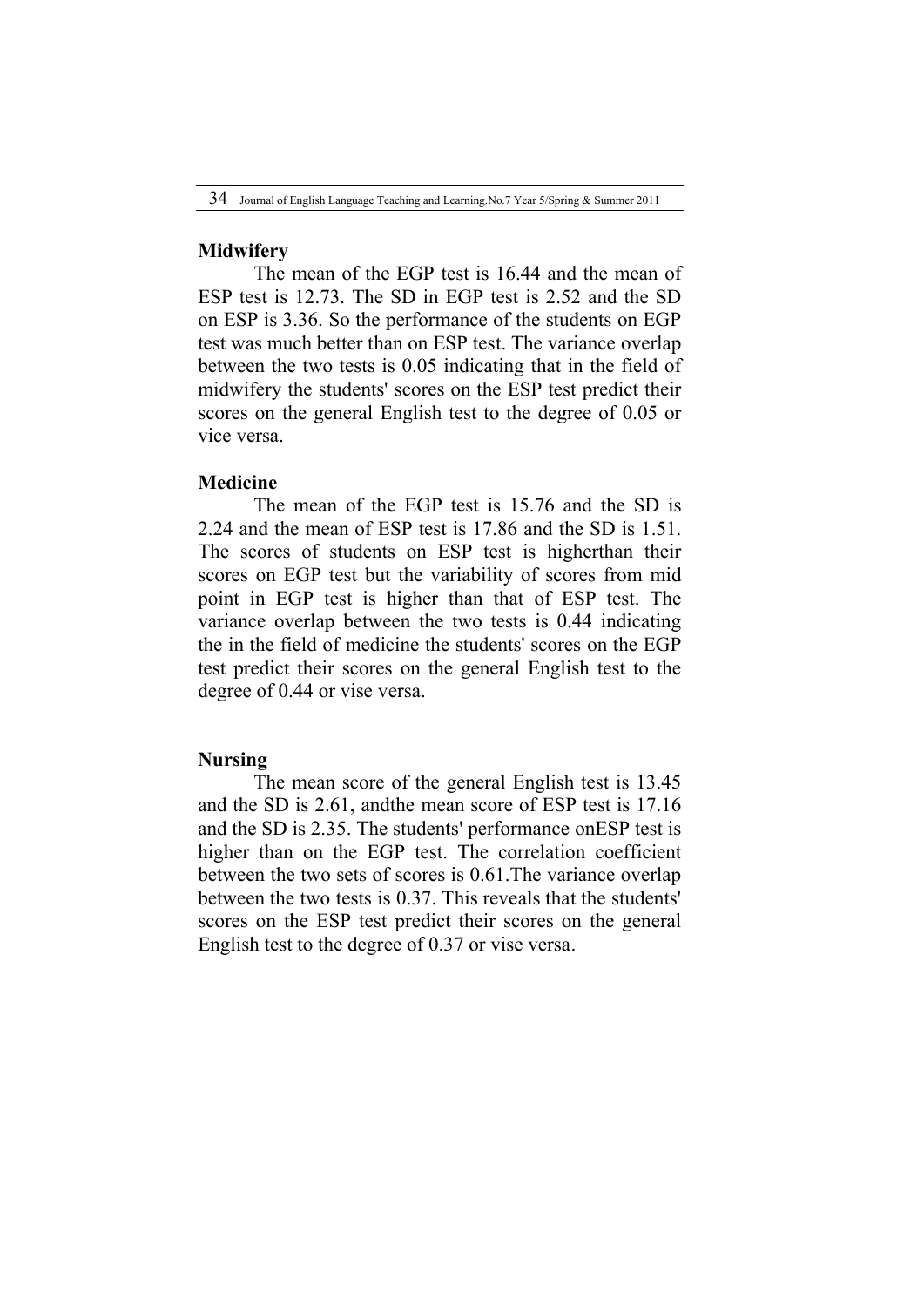### Midwifery

The mean of the EGP test is 16.44 and the mean of ESP test is 12.73. The SD in EGP test is 2.52 and the SD on ESP is 3.36. So the performance of the students on EGP test was much better than on ESP test. The variance overlap between the two tests is 0.05 indicating that in the field of midwifery the students' scores on the ESP test predict their scores on the general English test to the degree of 0.05 or vice versa.

### Medicine

The mean of the EGP test is 15.76 and the SD is 2.24 and the mean of ESP test is 17.86 and the SD is 1.51. The scores of students on ESP test is higherthan their scores on EGP test but the variability of scores from mid point in EGP test is higher than that of ESP test. The variance overlap between the two tests is 0.44 indicating the in the field of medicine the students' scores on the EGP test predict their scores on the general English test to the degree of 0.44 or vise versa.

### Nursing

The mean score of the general English test is 13.45 and the SD is 2.61, andthe mean score of ESP test is 17.16 and the SD is 2.35. The students' performance onESP test is higher than on the EGP test. The correlation coefficient between the two sets of scores is 0.61.The variance overlap between the two tests is 0.37. This reveals that the students' scores on the ESP test predict their scores on the general English test to the degree of 0.37 or vise versa.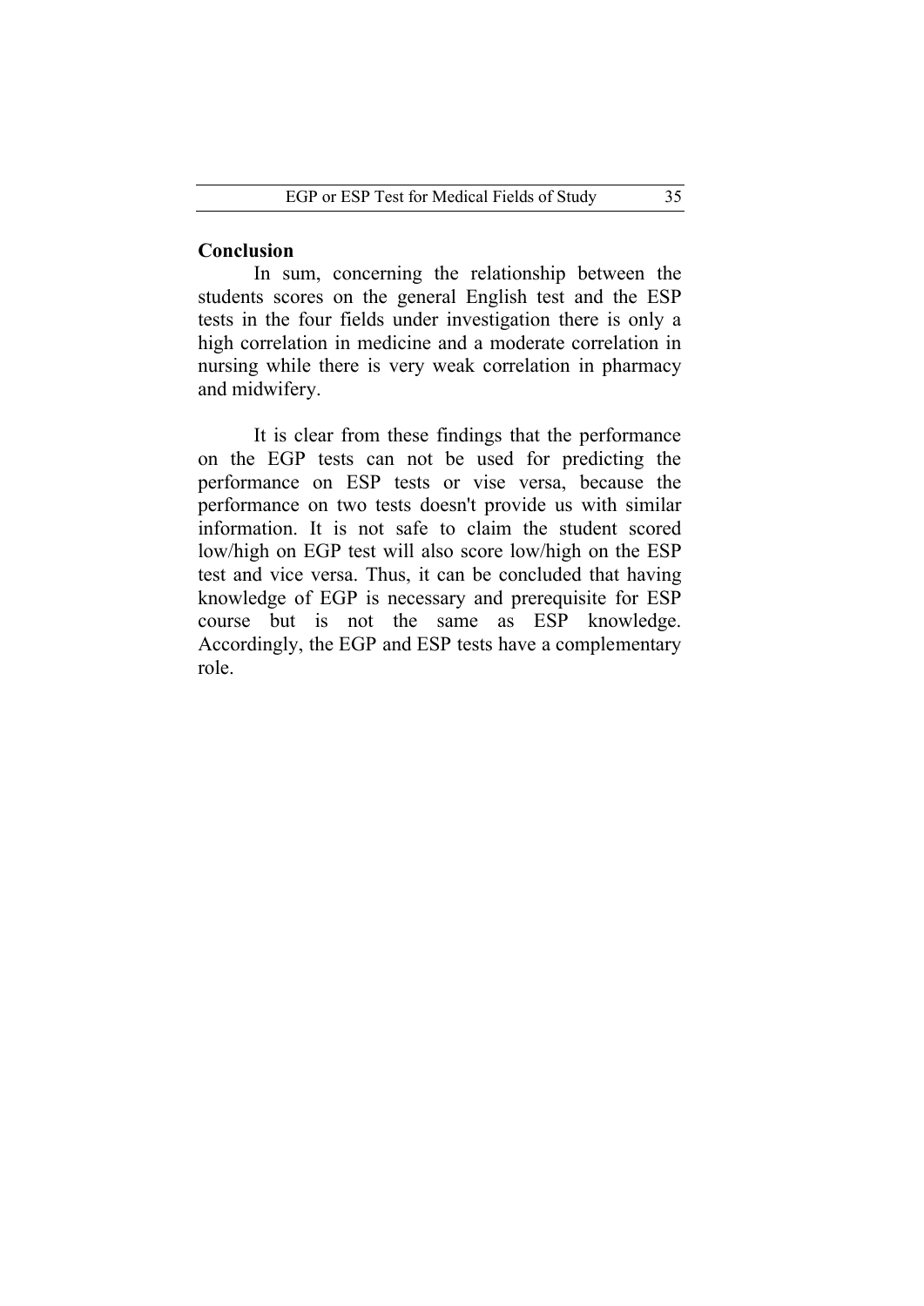## Conclusion

In sum, concerning the relationship between the students scores on the general English test and the ESP tests in the four fields under investigation there is only a high correlation in medicine and a moderate correlation in nursing while there is very weak correlation in pharmacy and midwifery.

It is clear from these findings that the performance on the EGP tests can not be used for predicting the performance on ESP tests or vise versa, because the performance on two tests doesn't provide us with similar information. It is not safe to claim the student scored low/high on EGP test will also score low/high on the ESP test and vice versa. Thus, it can be concluded that having knowledge of EGP is necessary and prerequisite for ESP course but is not the same as ESP knowledge. Accordingly, the EGP and ESP tests have a complementary role.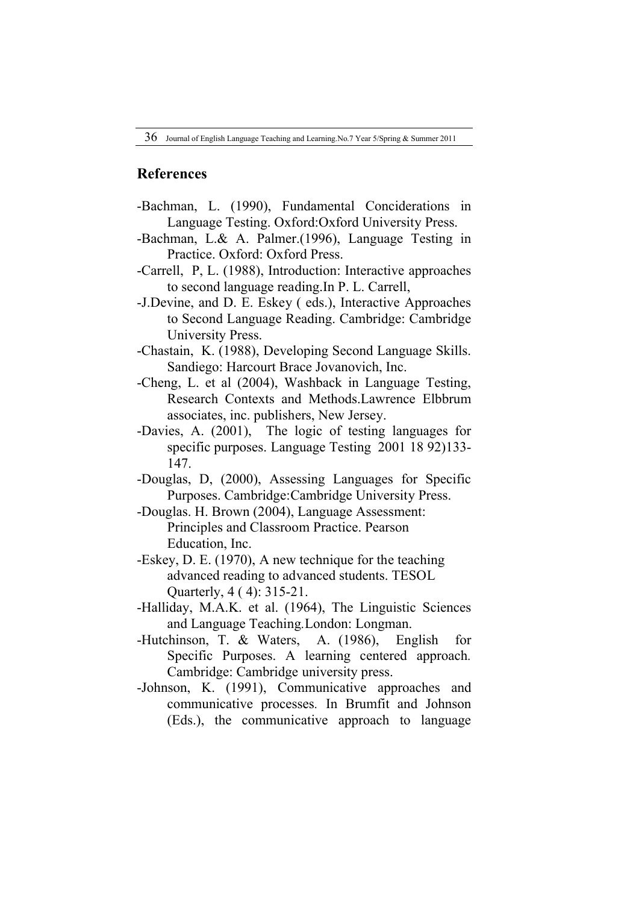## References

- -Bachman, L. (1990), Fundamental Conciderations in Language Testing. Oxford:Oxford University Press.
- -Bachman, L.& A. Palmer.(1996), Language Testing in Practice. Oxford: Oxford Press.
- -Carrell, P, L. (1988), Introduction: Interactive approaches to second language reading.In P. L. Carrell,
- -J.Devine, and D. E. Eskey ( eds.), Interactive Approaches to Second Language Reading. Cambridge: Cambridge University Press.
- -Chastain, K. (1988), Developing Second Language Skills. Sandiego: Harcourt Brace Jovanovich, Inc.
- -Cheng, L. et al (2004), Washback in Language Testing, Research Contexts and Methods.Lawrence Elbbrum associates, inc. publishers, New Jersey.
- -Davies, A. (2001), The logic of testing languages for specific purposes. Language Testing 2001 18 92)133-147.
- -Douglas, D, (2000), Assessing Languages for Specific Purposes. Cambridge:Cambridge University Press.
- -Douglas. H. Brown (2004), Language Assessment: Principles and Classroom Practice. Pearson Education, Inc.
- -Eskey, D. E. (1970), A new technique for the teaching advanced reading to advanced students. TESOL Quarterly, 4 ( 4): 315-21.
- -Halliday, M.A.K. et al. (1964), The Linguistic Sciences and Language Teaching.London: Longman.
- -Hutchinson, T. & Waters, A. (1986), English for Specific Purposes. A learning centered approach. Cambridge: Cambridge university press.
- -Johnson, K. (1991), Communicative approaches and communicative processes. In Brumfit and Johnson (Eds.), the communicative approach to language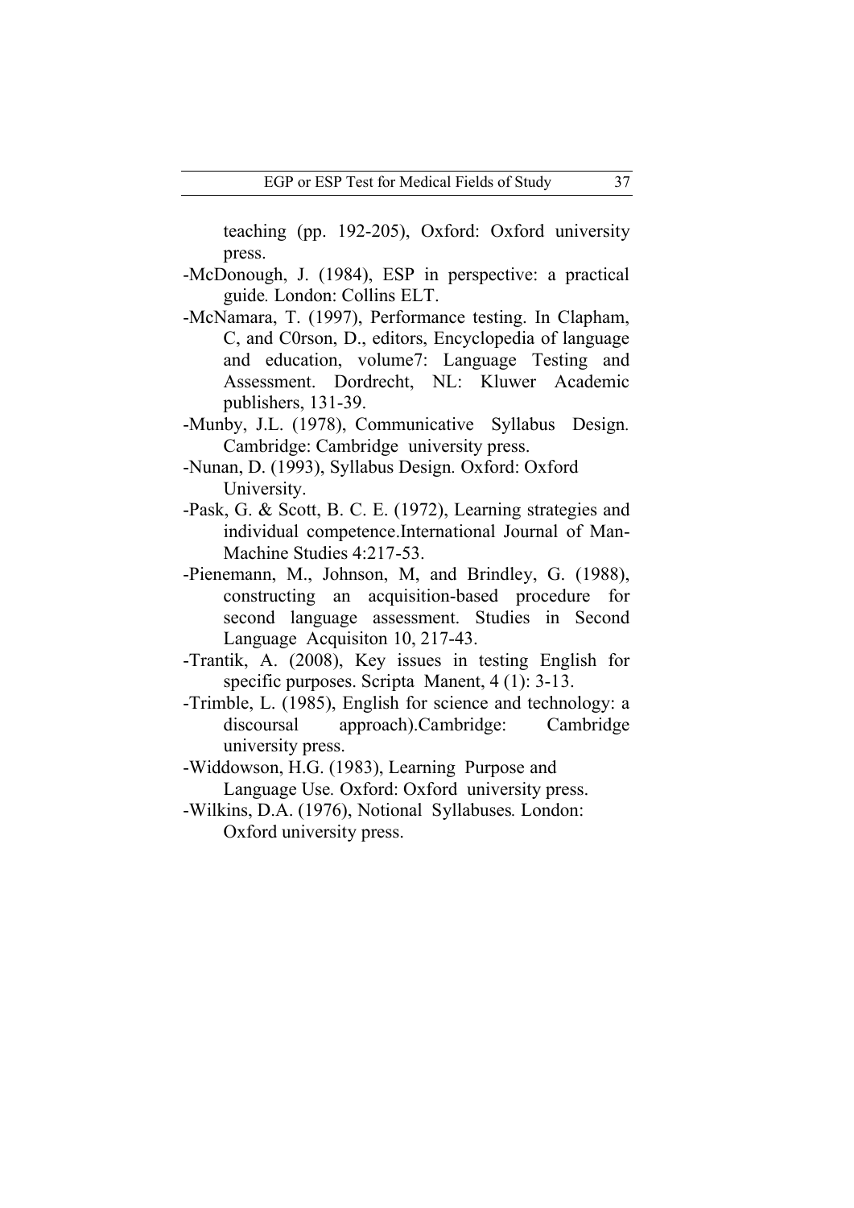teaching (pp. 192-205), Oxford: Oxford university press.

-McDonough, J. (1984), ESP in perspective: a practical guide. London: Collins ELT.

-McNamara, T. (1997), Performance testing. In Clapham, C, and C0rson, D., editors, Encyclopedia of language and education, volume7: Language Testing and Assessment. Dordrecht, NL: Kluwer Academic publishers, 131-39.

-Munby, J.L. (1978), Communicative Syllabus Design. Cambridge: Cambridge university press.

-Nunan, D. (1993), Syllabus Design. Oxford: Oxford University.

-Pask, G. & Scott, B. C. E. (1972), Learning strategies and individual competence.International Journal of Man-Machine Studies 4:217-53.

-Pienemann, M., Johnson, M, and Brindley, G. (1988), constructing an acquisition-based procedure for second language assessment. Studies in Second Language Acquisiton 10, 217-43.

-Trantik, A. (2008), Key issues in testing English for specific purposes. Scripta Manent, 4 (1): 3-13.

-Trimble, L. (1985), English for science and technology: a discoursal approach).Cambridge: Cambridge university press.

-Widdowson, H.G. (1983), Learning Purpose and Language Use. Oxford: Oxford university press.

-Wilkins, D.A. (1976), Notional Syllabuses. London: Oxford university press.